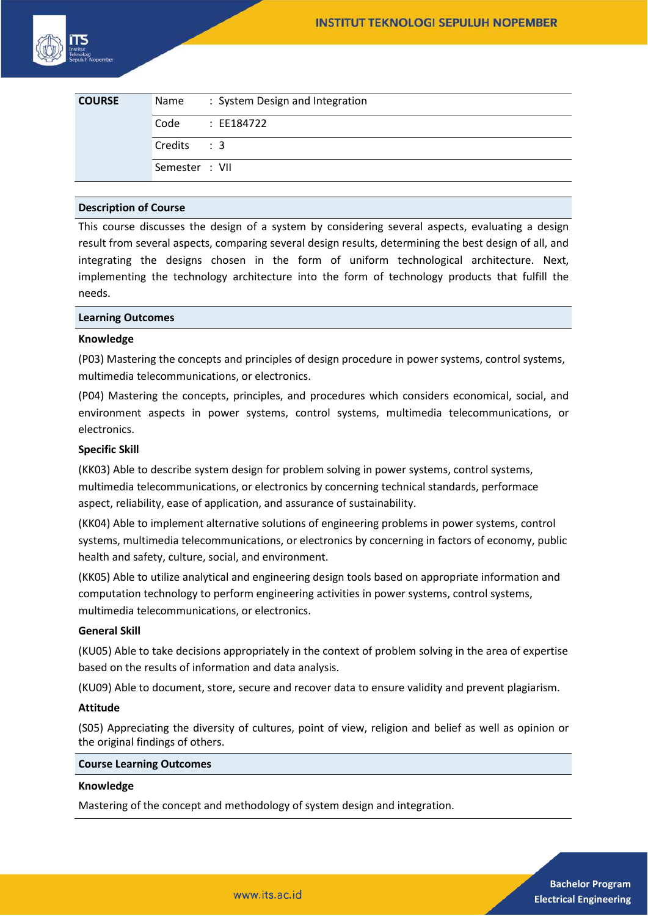| COURSE | | |
|---|---|---|
| | Name | : System Design and Integration |
| | Code | : EE184722 |
| | Credits | : 3 |
| | Semester | : VII |

**Description of Course**

This course discusses the design of a system by considering several aspects, evaluating a design result from several aspects, comparing several design results, determining the best design of all, and integrating the designs chosen in the form of uniform technological architecture. Next, implementing the technology architecture into the form of technology products that fulfill the needs.

**Learning Outcomes**

**Knowledge**

(P03) Mastering the concepts and principles of design procedure in power systems, control systems, multimedia telecommunications, or electronics.

(P04) Mastering the concepts, principles, and procedures which considers economical, social, and environment aspects in power systems, control systems, multimedia telecommunications, or electronics.

**Specific Skill**

(KK03) Able to describe system design for problem solving in power systems, control systems, multimedia telecommunications, or electronics by concerning technical standards, performace aspect, reliability, ease of application, and assurance of sustainability.

(KK04) Able to implement alternative solutions of engineering problems in power systems, control systems, multimedia telecommunications, or electronics by concerning in factors of economy, public health and safety, culture, social, and environment.

(KK05) Able to utilize analytical and engineering design tools based on appropriate information and computation technology to perform engineering activities in power systems, control systems, multimedia telecommunications, or electronics.

**General Skill**

(KU05) Able to take decisions appropriately in the context of problem solving in the area of expertise based on the results of information and data analysis.

(KU09) Able to document, store, secure and recover data to ensure validity and prevent plagiarism.

**Attitude**

(S05) Appreciating the diversity of cultures, point of view, religion and belief as well as opinion or the original findings of others.

**Course Learning Outcomes**

**Knowledge**

Mastering of the concept and methodology of system design and integration.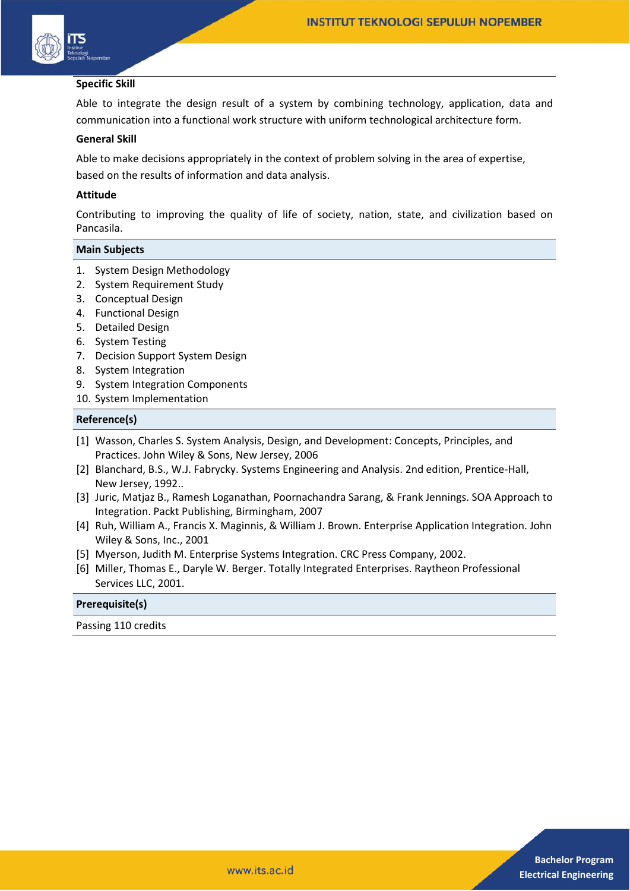**Specific Skill**

Able to integrate the design result of a system by combining technology, application, data and communication into a functional work structure with uniform technological architecture form.

**General Skill**

Able to make decisions appropriately in the context of problem solving in the area of expertise, based on the results of information and data analysis.

**Attitude**

Contributing to improving the quality of life of society, nation, state, and civilization based on Pancasila.

**Main Subjects**

1. System Design Methodology
2. System Requirement Study
3. Conceptual Design
4. Functional Design
5. Detailed Design
6. System Testing
7. Decision Support System Design
8. System Integration
9. System Integration Components
10. System Implementation

**Reference(s)**

[1] Wasson, Charles S. System Analysis, Design, and Development: Concepts, Principles, and Practices. John Wiley & Sons, New Jersey, 2006

[2] Blanchard, B.S., W.J. Fabrycky. Systems Engineering and Analysis. 2nd edition, Prentice-Hall, New Jersey, 1992..

[3] Juric, Matjaz B., Ramesh Loganathan, Poornachandra Sarang, & Frank Jennings. SOA Approach to Integration. Packt Publishing, Birmingham, 2007

[4] Ruh, William A., Francis X. Maginnis, & William J. Brown. Enterprise Application Integration. John Wiley & Sons, Inc., 2001

[5] Myerson, Judith M. Enterprise Systems Integration. CRC Press Company, 2002.

[6] Miller, Thomas E., Daryle W. Berger. Totally Integrated Enterprises. Raytheon Professional Services LLC, 2001.

**Prerequisite(s)**

Passing 110 credits